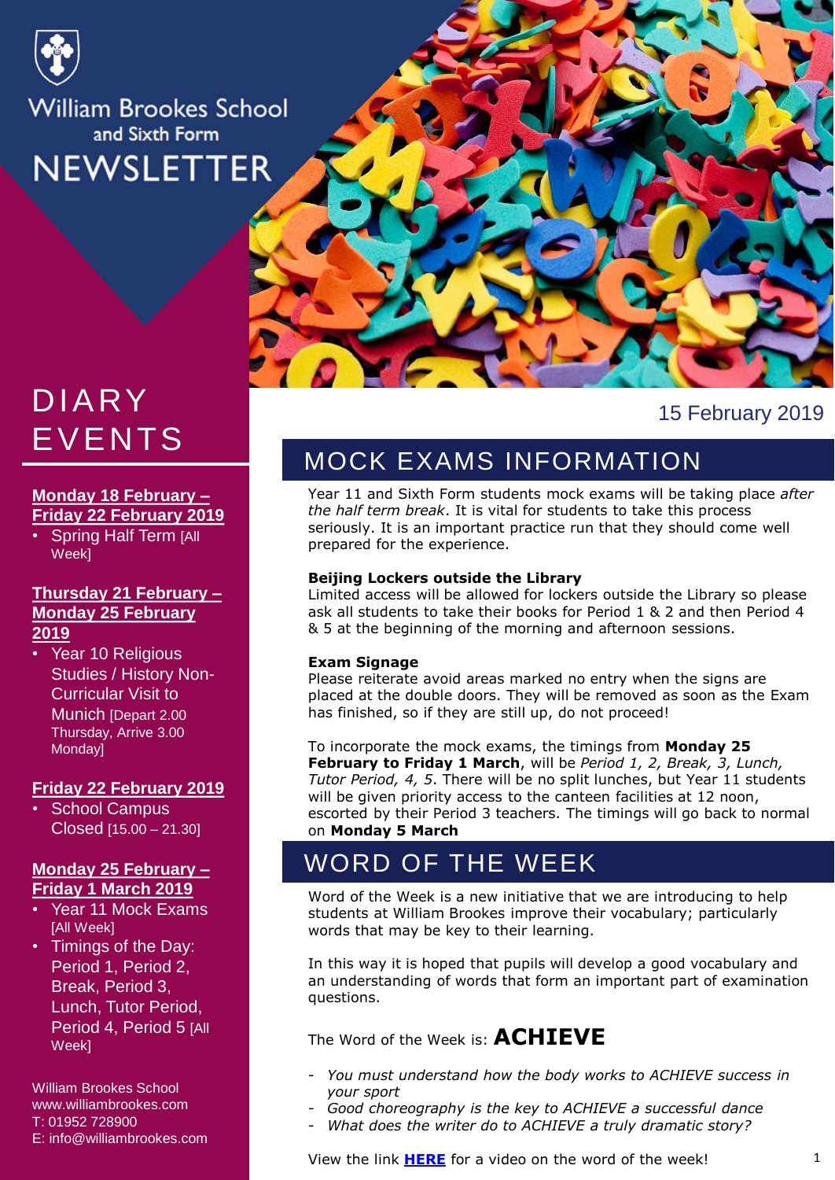# William Brookes School and Sixth Form NEWSLETTER

15 February 2019

## DIARY EVENTS

**Monday 18 February – Friday 22 February 2019**

- Spring Half Term [All Week]

**Thursday 21 February – Monday 25 February 2019**

- Year 10 Religious Studies / History Non-Curricular Visit to Munich [Depart 2.00 Thursday, Arrive 3.00 Monday]

**Friday 22 February 2019**

- School Campus Closed [15.00 – 21.30]

**Monday 25 February – Friday 1 March 2019**

- Year 11 Mock Exams [All Week]
- Timings of the Day: Period 1, Period 2, Break, Period 3, Lunch, Tutor Period, Period 4, Period 5 [All Week]

William Brookes School
www.williambrookes.com
T: 01952 728900
E: info@williambrookes.com

## MOCK EXAMS INFORMATION

Year 11 and Sixth Form students mock exams will be taking place *after the half term break*. It is vital for students to take this process seriously. It is an important practice run that they should come well prepared for the experience.

**Beijing Lockers outside the Library**
Limited access will be allowed for lockers outside the Library so please ask all students to take their books for Period 1 & 2 and then Period 4 & 5 at the beginning of the morning and afternoon sessions.

**Exam Signage**
Please reiterate avoid areas marked no entry when the signs are placed at the double doors. They will be removed as soon as the Exam has finished, so if they are still up, do not proceed!

To incorporate the mock exams, the timings from **Monday 25 February to Friday 1 March**, will be *Period 1, 2, Break, 3, Lunch, Tutor Period, 4, 5*. There will be no split lunches, but Year 11 students will be given priority access to the canteen facilities at 12 noon, escorted by their Period 3 teachers. The timings will go back to normal on **Monday 5 March**

## WORD OF THE WEEK

Word of the Week is a new initiative that we are introducing to help students at William Brookes improve their vocabulary; particularly words that may be key to their learning.

In this way it is hoped that pupils will develop a good vocabulary and an understanding of words that form an important part of examination questions.

The Word of the Week is: **ACHIEVE**

- *You must understand how the body works to ACHIEVE success in your sport*
- *Good choreography is the key to ACHIEVE a successful dance*
- *What does the writer do to ACHIEVE a truly dramatic story?*

View the link **HERE** for a video on the word of the week!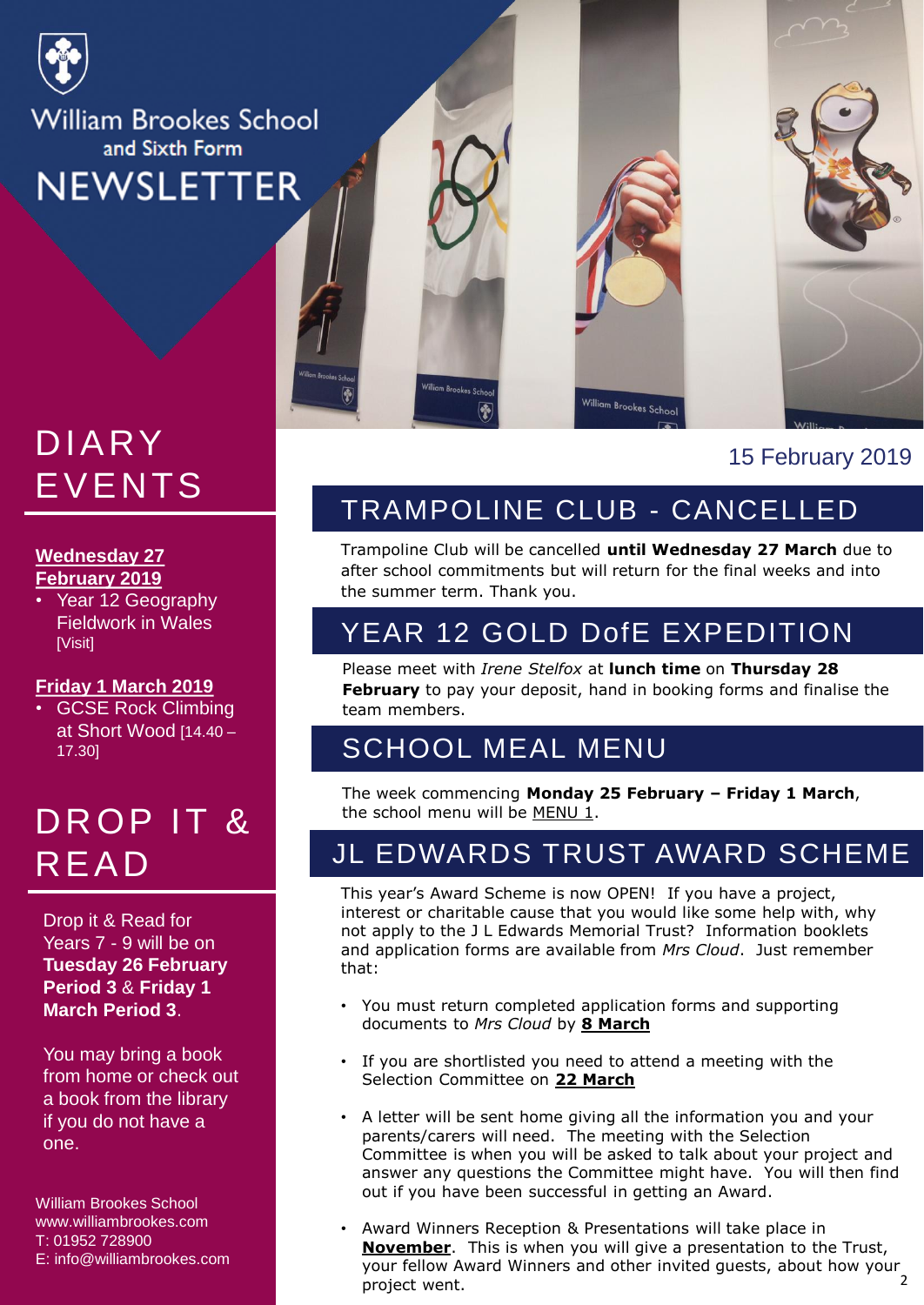William Brookes School
and Sixth Form
NEWSLETTER

15 February 2019

# DIARY EVENTS

**Wednesday 27 February 2019**

- Year 12 Geography Fieldwork in Wales [Visit]

**Friday 1 March 2019**

- GCSE Rock Climbing at Short Wood [14.40 – 17.30]

# DROP IT & READ

Drop it & Read for Years 7 - 9 will be on **Tuesday 26 February Period 3** & **Friday 1 March Period 3**.

You may bring a book from home or check out a book from the library if you do not have a one.

William Brookes School
www.williambrookes.com
T: 01952 728900
E: info@williambrookes.com

## TRAMPOLINE CLUB - CANCELLED

Trampoline Club will be cancelled **until Wednesday 27 March** due to after school commitments but will return for the final weeks and into the summer term. Thank you.

## YEAR 12 GOLD DofE EXPEDITION

Please meet with *Irene Stelfox* at **lunch time** on **Thursday 28 February** to pay your deposit, hand in booking forms and finalise the team members.

## SCHOOL MEAL MENU

The week commencing **Monday 25 February – Friday 1 March**, the school menu will be MENU 1.

## JL EDWARDS TRUST AWARD SCHEME

This year's Award Scheme is now OPEN! If you have a project, interest or charitable cause that you would like some help with, why not apply to the J L Edwards Memorial Trust? Information booklets and application forms are available from *Mrs Cloud*. Just remember that:

- You must return completed application forms and supporting documents to *Mrs Cloud* by **8 March**
- If you are shortlisted you need to attend a meeting with the Selection Committee on **22 March**
- A letter will be sent home giving all the information you and your parents/carers will need. The meeting with the Selection Committee is when you will be asked to talk about your project and answer any questions the Committee might have. You will then find out if you have been successful in getting an Award.
- Award Winners Reception & Presentations will take place in **November**. This is when you will give a presentation to the Trust, your fellow Award Winners and other invited guests, about how your project went.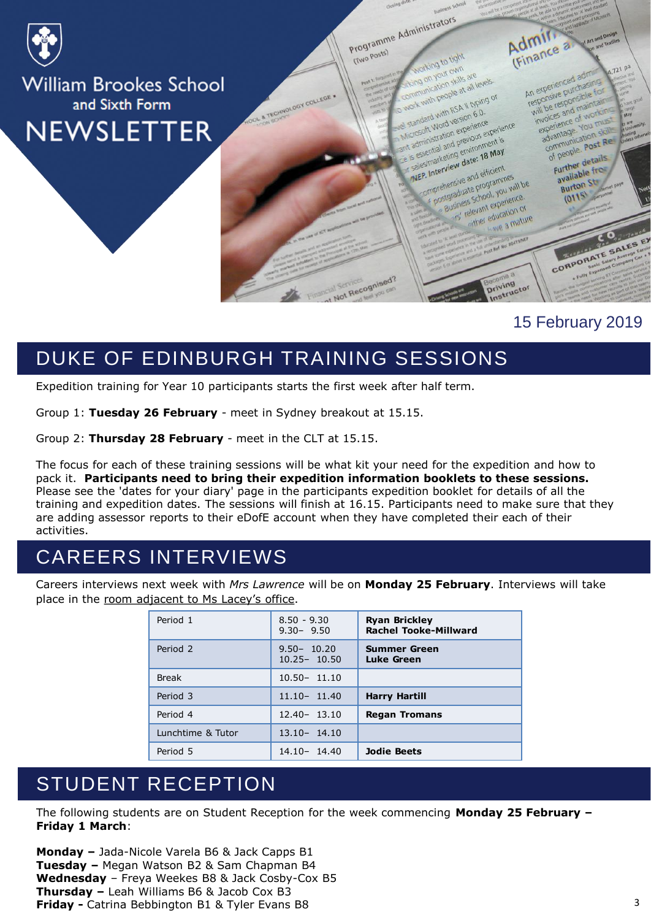William Brookes School and Sixth Form

# NEWSLETTER

15 February 2019

## DUKE OF EDINBURGH TRAINING SESSIONS

Expedition training for Year 10 participants starts the first week after half term.

Group 1: **Tuesday 26 February** - meet in Sydney breakout at 15.15.

Group 2: **Thursday 28 February** - meet in the CLT at 15.15.

The focus for each of these training sessions will be what kit your need for the expedition and how to pack it. **Participants need to bring their expedition information booklets to these sessions.** Please see the 'dates for your diary' page in the participants expedition booklet for details of all the training and expedition dates. The sessions will finish at 16.15. Participants need to make sure that they are adding assessor reports to their eDofE account when they have completed their each of their activities.

## CAREERS INTERVIEWS

Careers interviews next week with *Mrs Lawrence* will be on **Monday 25 February**. Interviews will take place in the room adjacent to Ms Lacey's office.

| | | |
|---|---|---|
| Period 1 | 8.50 - 9.30<br>9.30– 9.50 | **Ryan Brickley**<br>**Rachel Tooke-Millward** |
| Period 2 | 9.50– 10.20<br>10.25– 10.50 | **Summer Green**<br>**Luke Green** |
| Break | 10.50– 11.10 | |
| Period 3 | 11.10– 11.40 | **Harry Hartill** |
| Period 4 | 12.40– 13.10 | **Regan Tromans** |
| Lunchtime & Tutor | 13.10– 14.10 | |
| Period 5 | 14.10– 14.40 | **Jodie Beets** |

## STUDENT RECEPTION

The following students are on Student Reception for the week commencing **Monday 25 February – Friday 1 March**:

**Monday –** Jada-Nicole Varela B6 & Jack Capps B1
**Tuesday –** Megan Watson B2 & Sam Chapman B4
**Wednesday** – Freya Weekes B8 & Jack Cosby-Cox B5
**Thursday –** Leah Williams B6 & Jacob Cox B3
**Friday -** Catrina Bebbington B1 & Tyler Evans B8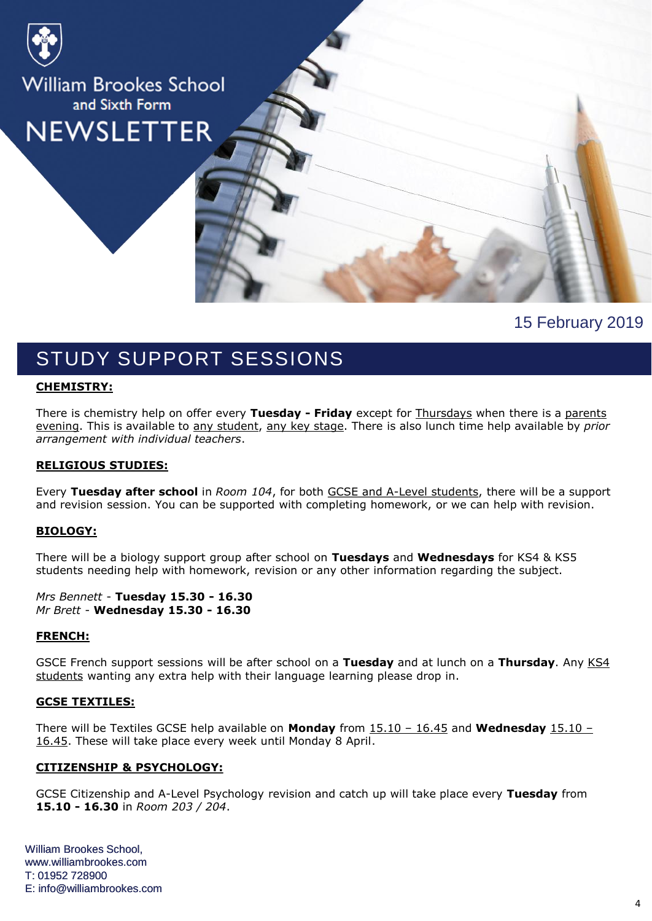# William Brookes School and Sixth Form NEWSLETTER

15 February 2019

## STUDY SUPPORT SESSIONS

### CHEMISTRY:

There is chemistry help on offer every **Tuesday - Friday** except for Thursdays when there is a parents evening. This is available to any student, any key stage. There is also lunch time help available by *prior arrangement with individual teachers*.

### RELIGIOUS STUDIES:

Every **Tuesday after school** in *Room 104*, for both GCSE and A-Level students, there will be a support and revision session. You can be supported with completing homework, or we can help with revision.

### BIOLOGY:

There will be a biology support group after school on **Tuesdays** and **Wednesdays** for KS4 & KS5 students needing help with homework, revision or any other information regarding the subject.

*Mrs Bennett* - **Tuesday 15.30 - 16.30**
*Mr Brett* - **Wednesday 15.30 - 16.30**

### FRENCH:

GSCE French support sessions will be after school on a **Tuesday** and at lunch on a **Thursday**. Any KS4 students wanting any extra help with their language learning please drop in.

### GCSE TEXTILES:

There will be Textiles GCSE help available on **Monday** from 15.10 – 16.45 and **Wednesday** 15.10 – 16.45. These will take place every week until Monday 8 April.

### CITIZENSHIP & PSYCHOLOGY:

GCSE Citizenship and A-Level Psychology revision and catch up will take place every **Tuesday** from **15.10 - 16.30** in *Room 203 / 204*.

William Brookes School,
www.williambrookes.com
T: 01952 728900
E: info@williambrookes.com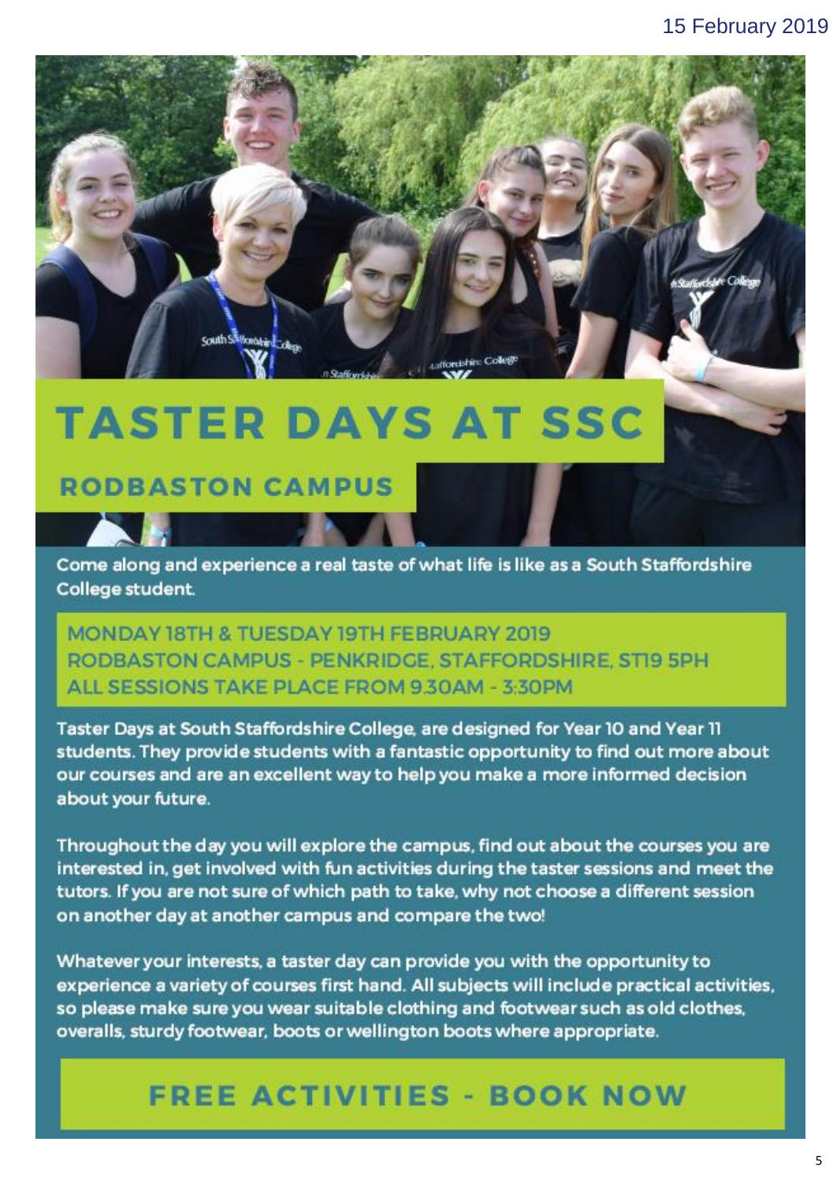# TASTER DAYS AT SSC

## RODBASTON CAMPUS

Come along and experience a real taste of what life is like as a South Staffordshire College student.

**MONDAY 18TH & TUESDAY 19TH FEBRUARY 2019**
**RODBASTON CAMPUS - PENKRIDGE, STAFFORDSHIRE, ST19 5PH**
**ALL SESSIONS TAKE PLACE FROM 9.30AM - 3:30PM**

Taster Days at South Staffordshire College, are designed for Year 10 and Year 11 students. They provide students with a fantastic opportunity to find out more about our courses and are an excellent way to help you make a more informed decision about your future.

Throughout the day you will explore the campus, find out about the courses you are interested in, get involved with fun activities during the taster sessions and meet the tutors. If you are not sure of which path to take, why not choose a different session on another day at another campus and compare the two!

Whatever your interests, a taster day can provide you with the opportunity to experience a variety of courses first hand. All subjects will include practical activities, so please make sure you wear suitable clothing and footwear such as old clothes, overalls, sturdy footwear, boots or wellington boots where appropriate.

**FREE ACTIVITIES - BOOK NOW**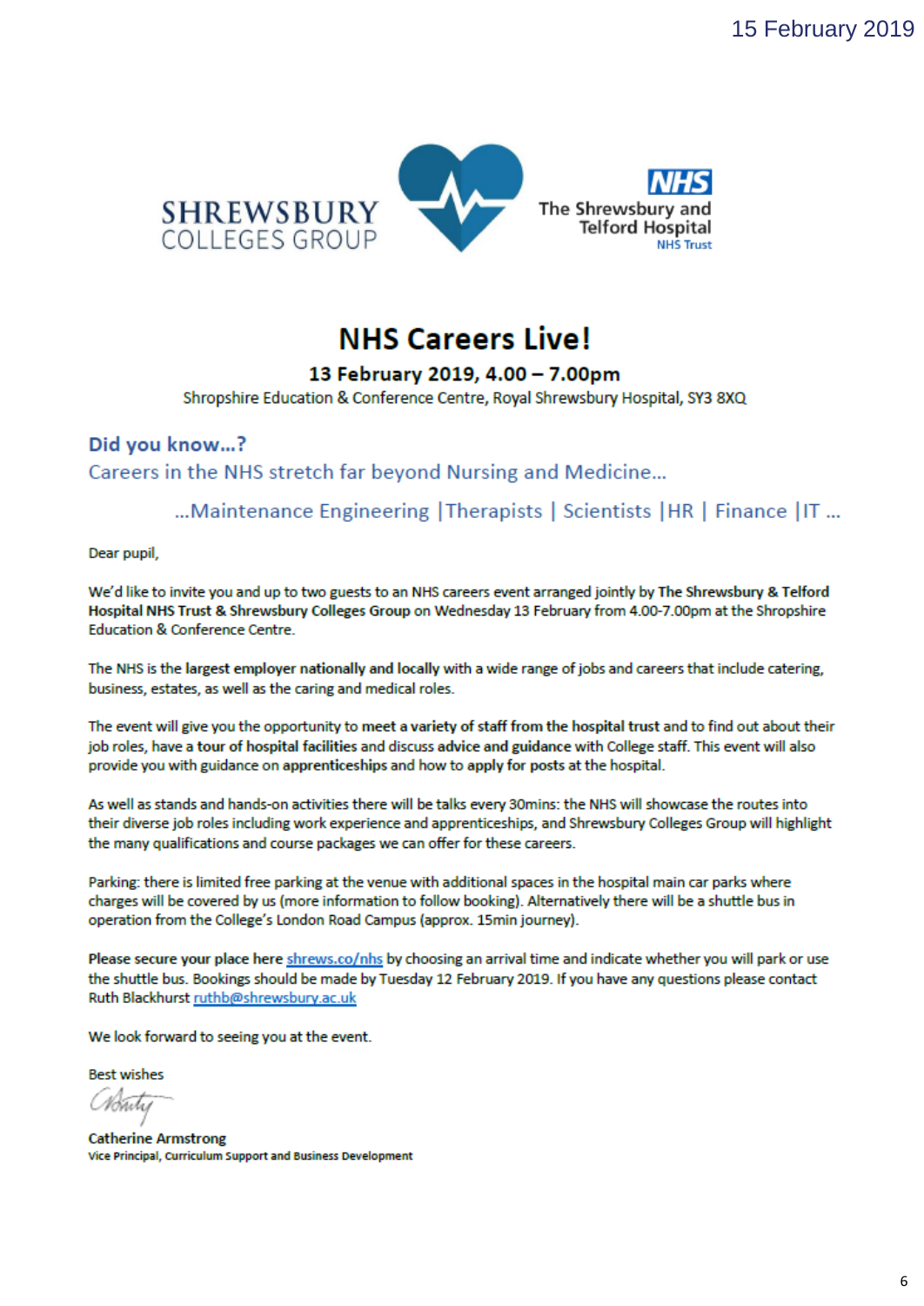15 February 2019

SHREWSBURY COLLEGES GROUP

NHS The Shrewsbury and Telford Hospital NHS Trust

# NHS Careers Live!

**13 February 2019, 4.00 – 7.00pm**

Shropshire Education & Conference Centre, Royal Shrewsbury Hospital, SY3 8XQ

## Did you know…?

Careers in the NHS stretch far beyond Nursing and Medicine…

…Maintenance Engineering | Therapists | Scientists | HR | Finance | IT …

Dear pupil,

We'd like to invite you and up to two guests to an NHS careers event arranged jointly by **The Shrewsbury & Telford Hospital NHS Trust & Shrewsbury Colleges Group** on Wednesday 13 February from 4.00-7.00pm at the Shropshire Education & Conference Centre.

The NHS is the **largest employer nationally and locally** with a wide range of jobs and careers that include catering, business, estates, as well as the caring and medical roles.

The event will give you the opportunity to **meet a variety of staff from the hospital trust** and to find out about their job roles, have a **tour of hospital facilities** and discuss **advice and guidance** with College staff. This event will also provide you with guidance on **apprenticeships** and how to apply for posts at the hospital.

As well as stands and hands-on activities there will be talks every 30mins: the NHS will showcase the routes into their diverse job roles including work experience and apprenticeships, and Shrewsbury Colleges Group will highlight the many qualifications and course packages we can offer for these careers.

Parking: there is limited free parking at the venue with additional spaces in the hospital main car parks where charges will be covered by us (more information to follow booking). Alternatively there will be a shuttle bus in operation from the College's London Road Campus (approx. 15min journey).

**Please secure your place here** shrews.co/nhs by choosing an arrival time and indicate whether you will park or use the shuttle bus. Bookings should be made by Tuesday 12 February 2019. If you have any questions please contact Ruth Blackhurst ruthb@shrewsbury.ac.uk

We look forward to seeing you at the event.

Best wishes

**Catherine Armstrong**
**Vice Principal, Curriculum Support and Business Development**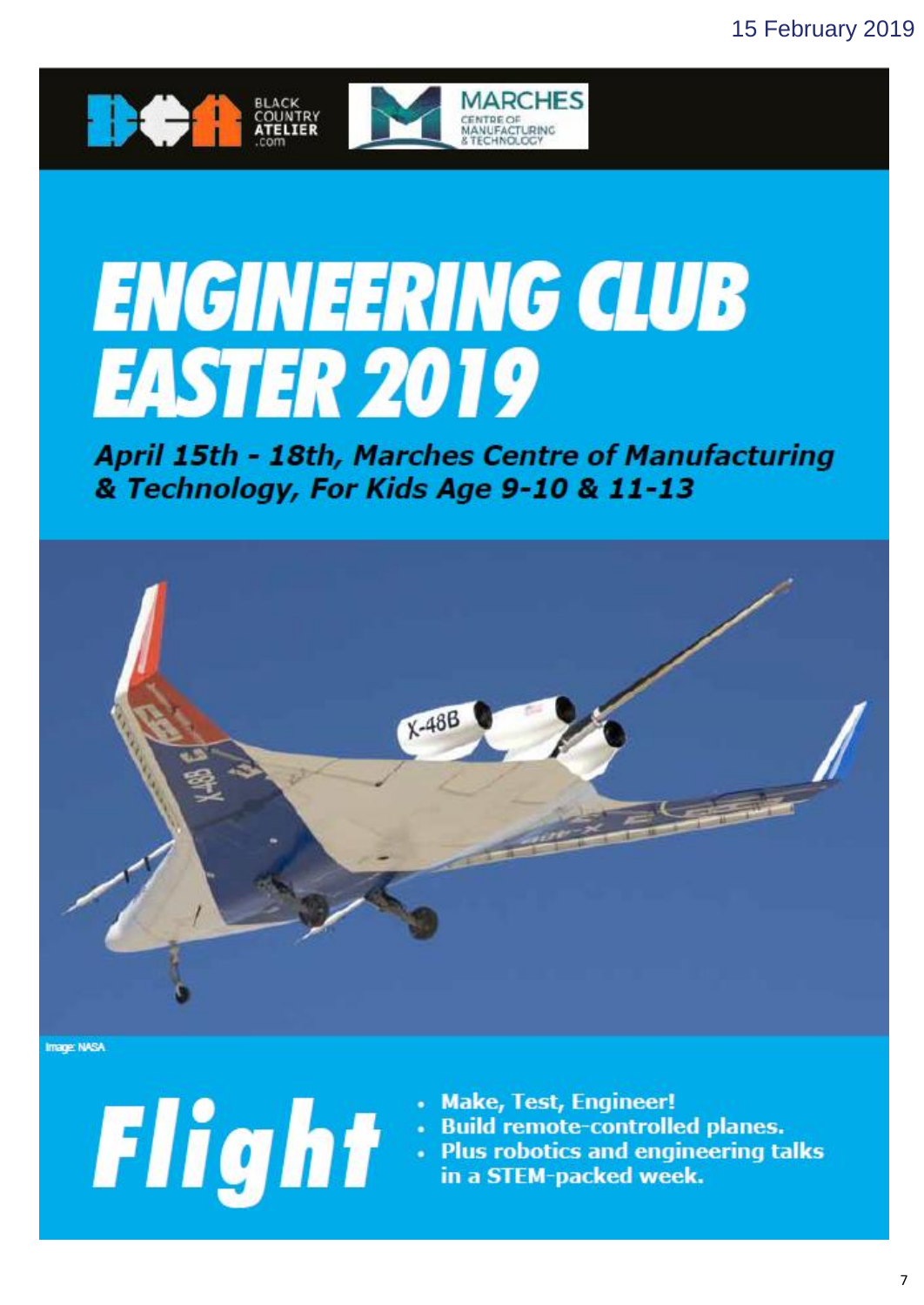15 February 2019

BLACK COUNTRY ATELIER .com

MARCHES CENTRE OF MANUFACTURING & TECHNOLOGY

# ENGINEERING CLUB EASTER 2019

***April 15th - 18th, Marches Centre of Manufacturing & Technology, For Kids Age 9-10 & 11-13***

Image: NASA

# Flight

- **Make, Test, Engineer!**
- **Build remote-controlled planes.**
- **Plus robotics and engineering talks in a STEM-packed week.**